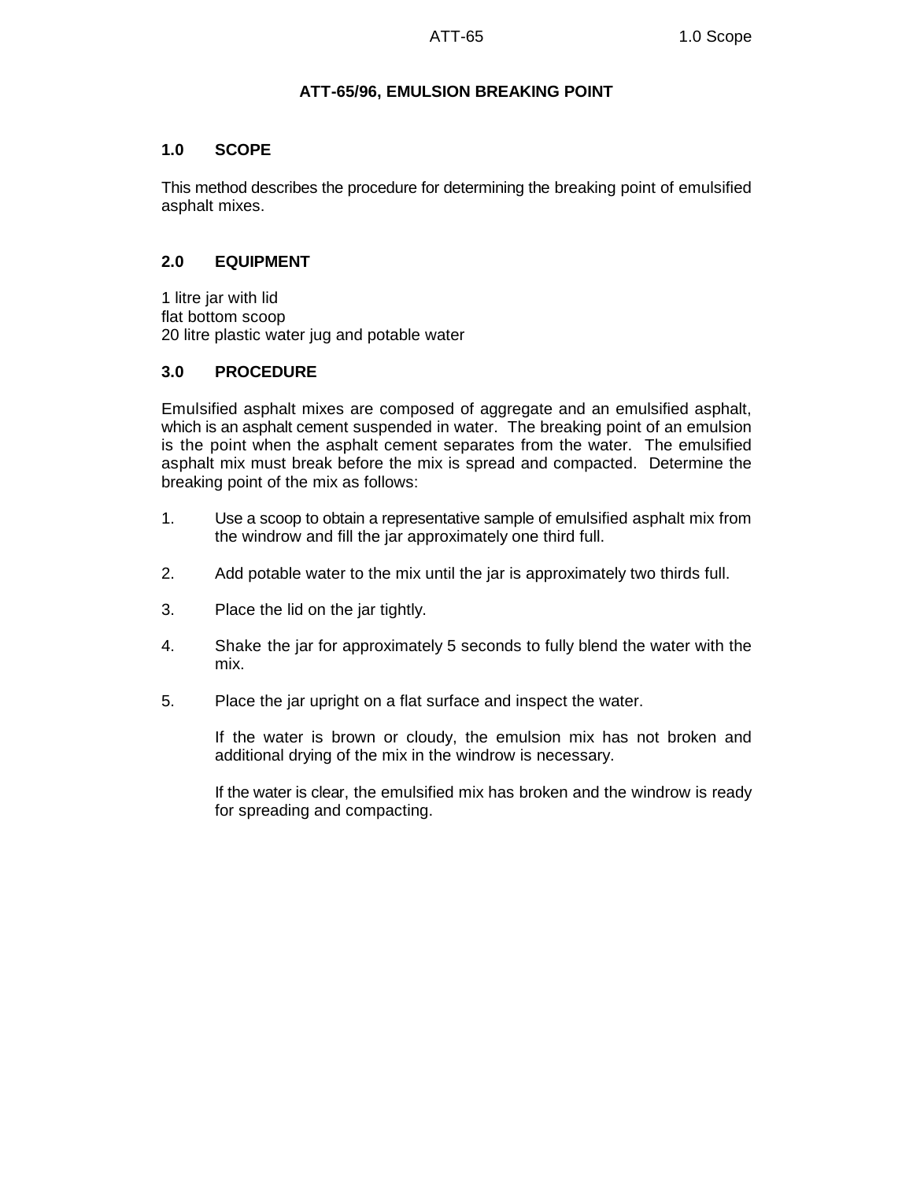# ATT-65/96, EMULSION BREAKING POINT

## 1.0 SCOPE

This method describes the procedure for determining the breaking point of emulsified asphalt mixes.

## 2.0 EQUIPMENT

1 litre jar with lid
flat bottom scoop
20 litre plastic water jug and potable water

## 3.0 PROCEDURE

Emulsified asphalt mixes are composed of aggregate and an emulsified asphalt, which is an asphalt cement suspended in water. The breaking point of an emulsion is the point when the asphalt cement separates from the water. The emulsified asphalt mix must break before the mix is spread and compacted. Determine the breaking point of the mix as follows:

1. Use a scoop to obtain a representative sample of emulsified asphalt mix from the windrow and fill the jar approximately one third full.

2. Add potable water to the mix until the jar is approximately two thirds full.

3. Place the lid on the jar tightly.

4. Shake the jar for approximately 5 seconds to fully blend the water with the mix.

5. Place the jar upright on a flat surface and inspect the water.

   If the water is brown or cloudy, the emulsion mix has not broken and additional drying of the mix in the windrow is necessary.

   If the water is clear, the emulsified mix has broken and the windrow is ready for spreading and compacting.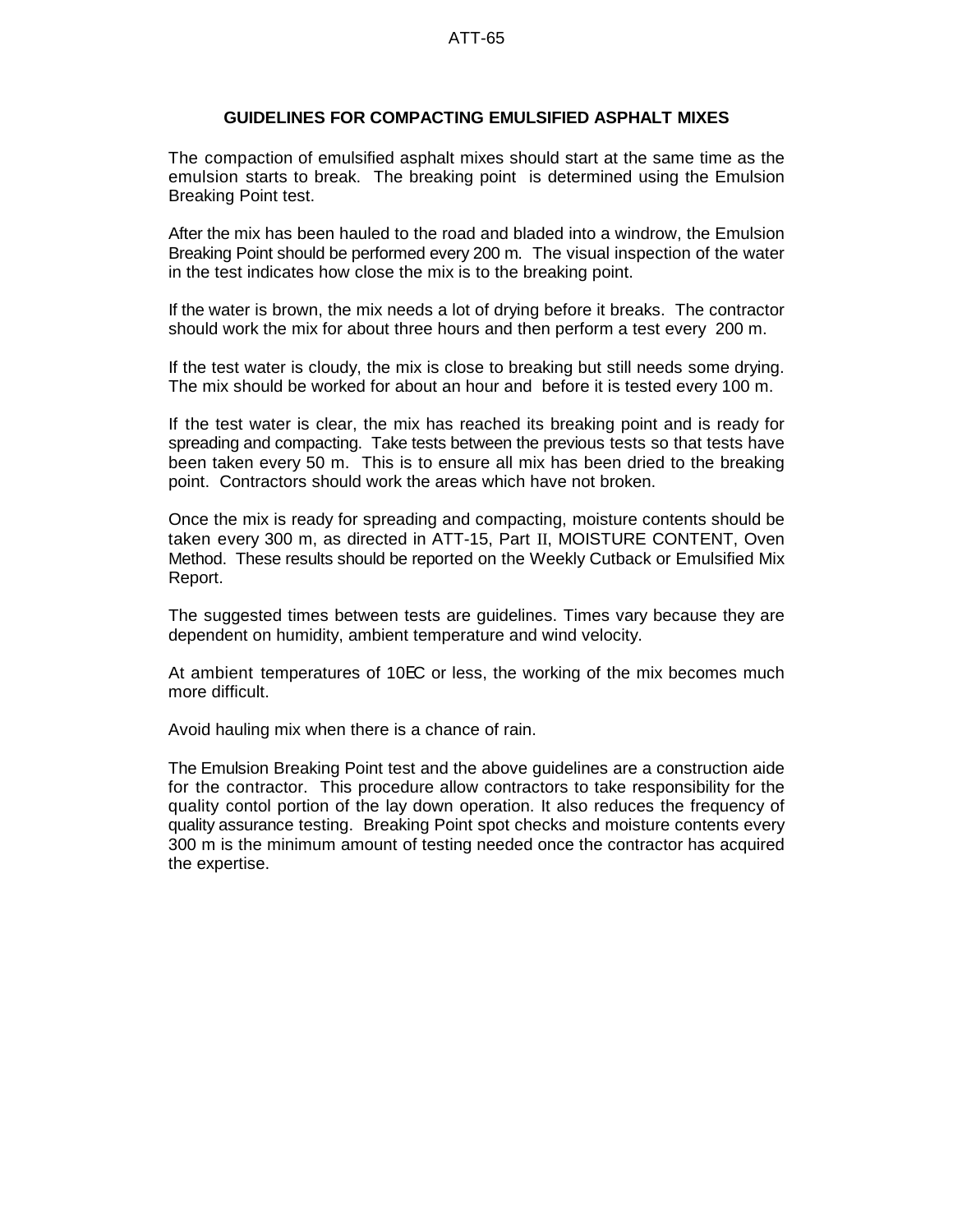## GUIDELINES FOR COMPACTING EMULSIFIED ASPHALT MIXES

The compaction of emulsified asphalt mixes should start at the same time as the emulsion starts to break. The breaking point is determined using the Emulsion Breaking Point test.

After the mix has been hauled to the road and bladed into a windrow, the Emulsion Breaking Point should be performed every 200 m. The visual inspection of the water in the test indicates how close the mix is to the breaking point.

If the water is brown, the mix needs a lot of drying before it breaks. The contractor should work the mix for about three hours and then perform a test every 200 m.

If the test water is cloudy, the mix is close to breaking but still needs some drying. The mix should be worked for about an hour and before it is tested every 100 m.

If the test water is clear, the mix has reached its breaking point and is ready for spreading and compacting. Take tests between the previous tests so that tests have been taken every 50 m. This is to ensure all mix has been dried to the breaking point. Contractors should work the areas which have not broken.

Once the mix is ready for spreading and compacting, moisture contents should be taken every 300 m, as directed in ATT-15, Part II, MOISTURE CONTENT, Oven Method. These results should be reported on the Weekly Cutback or Emulsified Mix Report.

The suggested times between tests are guidelines. Times vary because they are dependent on humidity, ambient temperature and wind velocity.

At ambient temperatures of 10EC or less, the working of the mix becomes much more difficult.

Avoid hauling mix when there is a chance of rain.

The Emulsion Breaking Point test and the above guidelines are a construction aide for the contractor. This procedure allow contractors to take responsibility for the quality contol portion of the lay down operation. It also reduces the frequency of quality assurance testing. Breaking Point spot checks and moisture contents every 300 m is the minimum amount of testing needed once the contractor has acquired the expertise.